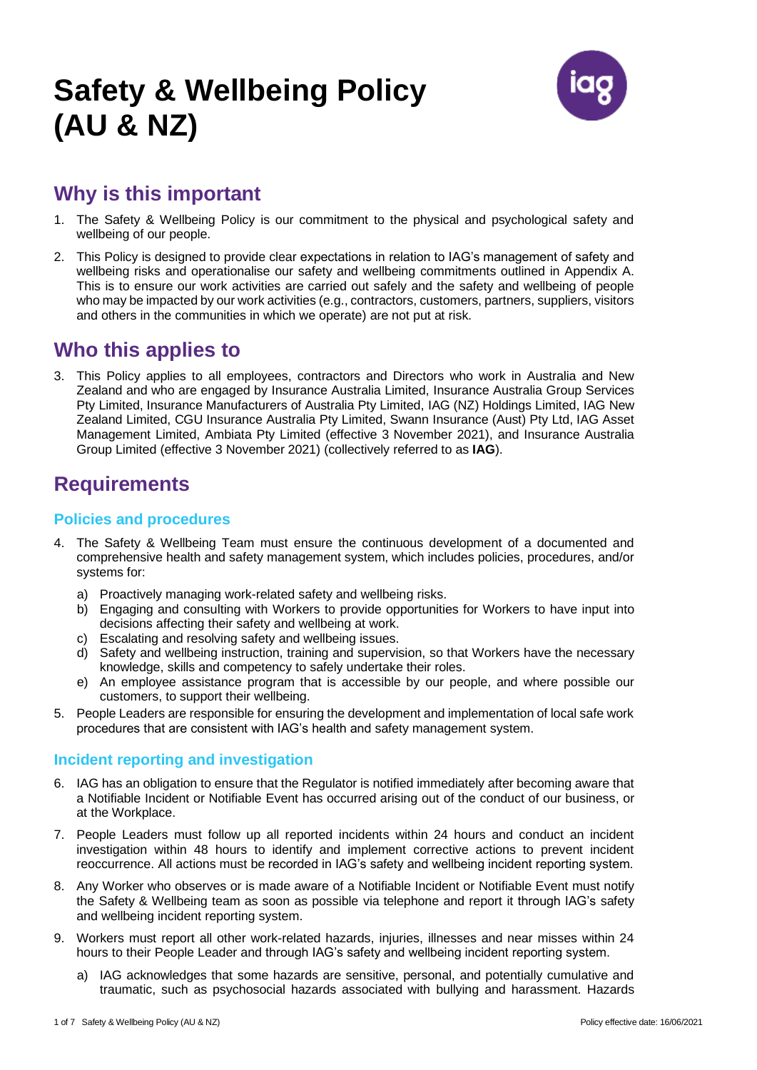# Safety & Wellbeing Policy (AU & NZ)

## Why is this important

1. The Safety & Wellbeing Policy is our commitment to the physical and psychological safety and wellbeing of our people.
2. This Policy is designed to provide clear expectations in relation to IAG's management of safety and wellbeing risks and operationalise our safety and wellbeing commitments outlined in Appendix A. This is to ensure our work activities are carried out safely and the safety and wellbeing of people who may be impacted by our work activities (e.g., contractors, customers, partners, suppliers, visitors and others in the communities in which we operate) are not put at risk.

## Who this applies to

3. This Policy applies to all employees, contractors and Directors who work in Australia and New Zealand and who are engaged by Insurance Australia Limited, Insurance Australia Group Services Pty Limited, Insurance Manufacturers of Australia Pty Limited, IAG (NZ) Holdings Limited, IAG New Zealand Limited, CGU Insurance Australia Pty Limited, Swann Insurance (Aust) Pty Ltd, IAG Asset Management Limited, Ambiata Pty Limited (effective 3 November 2021), and Insurance Australia Group Limited (effective 3 November 2021) (collectively referred to as **IAG**).

## Requirements

### Policies and procedures

4. The Safety & Wellbeing Team must ensure the continuous development of a documented and comprehensive health and safety management system, which includes policies, procedures, and/or systems for:
   a) Proactively managing work-related safety and wellbeing risks.
   b) Engaging and consulting with Workers to provide opportunities for Workers to have input into decisions affecting their safety and wellbeing at work.
   c) Escalating and resolving safety and wellbeing issues.
   d) Safety and wellbeing instruction, training and supervision, so that Workers have the necessary knowledge, skills and competency to safely undertake their roles.
   e) An employee assistance program that is accessible by our people, and where possible our customers, to support their wellbeing.
5. People Leaders are responsible for ensuring the development and implementation of local safe work procedures that are consistent with IAG's health and safety management system.

### Incident reporting and investigation

6. IAG has an obligation to ensure that the Regulator is notified immediately after becoming aware that a Notifiable Incident or Notifiable Event has occurred arising out of the conduct of our business, or at the Workplace.
7. People Leaders must follow up all reported incidents within 24 hours and conduct an incident investigation within 48 hours to identify and implement corrective actions to prevent incident reoccurrence. All actions must be recorded in IAG's safety and wellbeing incident reporting system.
8. Any Worker who observes or is made aware of a Notifiable Incident or Notifiable Event must notify the Safety & Wellbeing team as soon as possible via telephone and report it through IAG's safety and wellbeing incident reporting system.
9. Workers must report all other work-related hazards, injuries, illnesses and near misses within 24 hours to their People Leader and through IAG's safety and wellbeing incident reporting system.
   a) IAG acknowledges that some hazards are sensitive, personal, and potentially cumulative and traumatic, such as psychosocial hazards associated with bullying and harassment. Hazards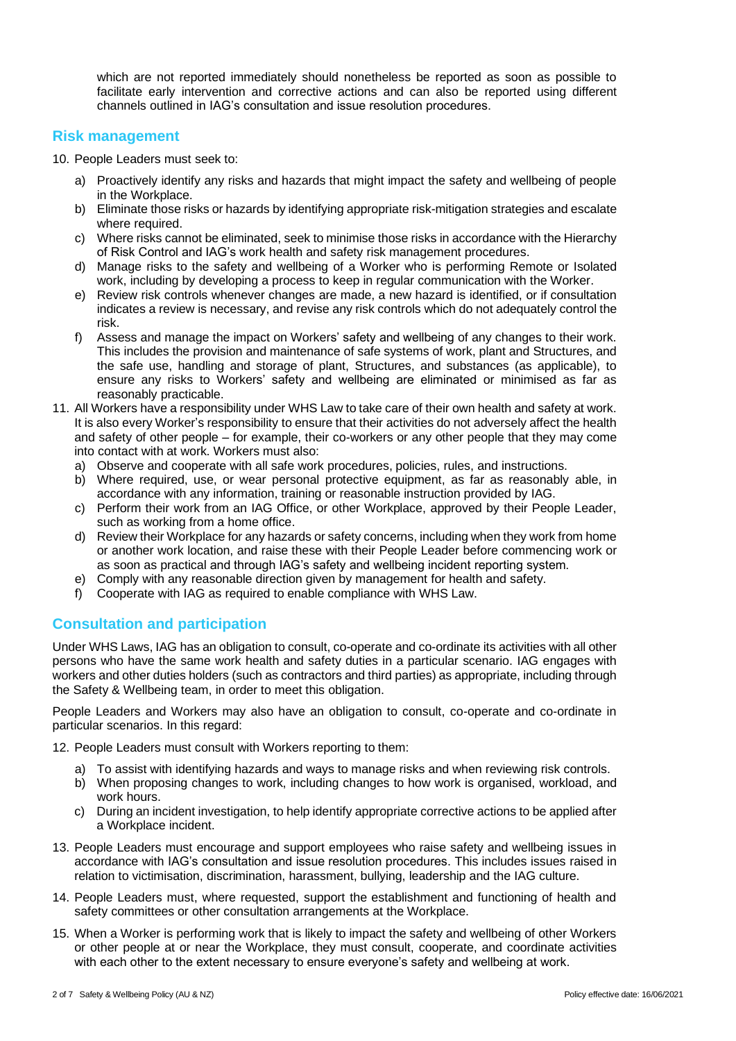which are not reported immediately should nonetheless be reported as soon as possible to facilitate early intervention and corrective actions and can also be reported using different channels outlined in IAG's consultation and issue resolution procedures.

## Risk management

10. People Leaders must seek to:
    a) Proactively identify any risks and hazards that might impact the safety and wellbeing of people in the Workplace.
    b) Eliminate those risks or hazards by identifying appropriate risk-mitigation strategies and escalate where required.
    c) Where risks cannot be eliminated, seek to minimise those risks in accordance with the Hierarchy of Risk Control and IAG's work health and safety risk management procedures.
    d) Manage risks to the safety and wellbeing of a Worker who is performing Remote or Isolated work, including by developing a process to keep in regular communication with the Worker.
    e) Review risk controls whenever changes are made, a new hazard is identified, or if consultation indicates a review is necessary, and revise any risk controls which do not adequately control the risk.
    f) Assess and manage the impact on Workers' safety and wellbeing of any changes to their work. This includes the provision and maintenance of safe systems of work, plant and Structures, and the safe use, handling and storage of plant, Structures, and substances (as applicable), to ensure any risks to Workers' safety and wellbeing are eliminated or minimised as far as reasonably practicable.
11. All Workers have a responsibility under WHS Law to take care of their own health and safety at work. It is also every Worker's responsibility to ensure that their activities do not adversely affect the health and safety of other people – for example, their co-workers or any other people that they may come into contact with at work. Workers must also:
    a) Observe and cooperate with all safe work procedures, policies, rules, and instructions.
    b) Where required, use, or wear personal protective equipment, as far as reasonably able, in accordance with any information, training or reasonable instruction provided by IAG.
    c) Perform their work from an IAG Office, or other Workplace, approved by their People Leader, such as working from a home office.
    d) Review their Workplace for any hazards or safety concerns, including when they work from home or another work location, and raise these with their People Leader before commencing work or as soon as practical and through IAG's safety and wellbeing incident reporting system.
    e) Comply with any reasonable direction given by management for health and safety.
    f) Cooperate with IAG as required to enable compliance with WHS Law.

## Consultation and participation

Under WHS Laws, IAG has an obligation to consult, co-operate and co-ordinate its activities with all other persons who have the same work health and safety duties in a particular scenario. IAG engages with workers and other duties holders (such as contractors and third parties) as appropriate, including through the Safety & Wellbeing team, in order to meet this obligation.

People Leaders and Workers may also have an obligation to consult, co-operate and co-ordinate in particular scenarios. In this regard:

12. People Leaders must consult with Workers reporting to them:
    a) To assist with identifying hazards and ways to manage risks and when reviewing risk controls.
    b) When proposing changes to work, including changes to how work is organised, workload, and work hours.
    c) During an incident investigation, to help identify appropriate corrective actions to be applied after a Workplace incident.
13. People Leaders must encourage and support employees who raise safety and wellbeing issues in accordance with IAG's consultation and issue resolution procedures. This includes issues raised in relation to victimisation, discrimination, harassment, bullying, leadership and the IAG culture.
14. People Leaders must, where requested, support the establishment and functioning of health and safety committees or other consultation arrangements at the Workplace.
15. When a Worker is performing work that is likely to impact the safety and wellbeing of other Workers or other people at or near the Workplace, they must consult, cooperate, and coordinate activities with each other to the extent necessary to ensure everyone's safety and wellbeing at work.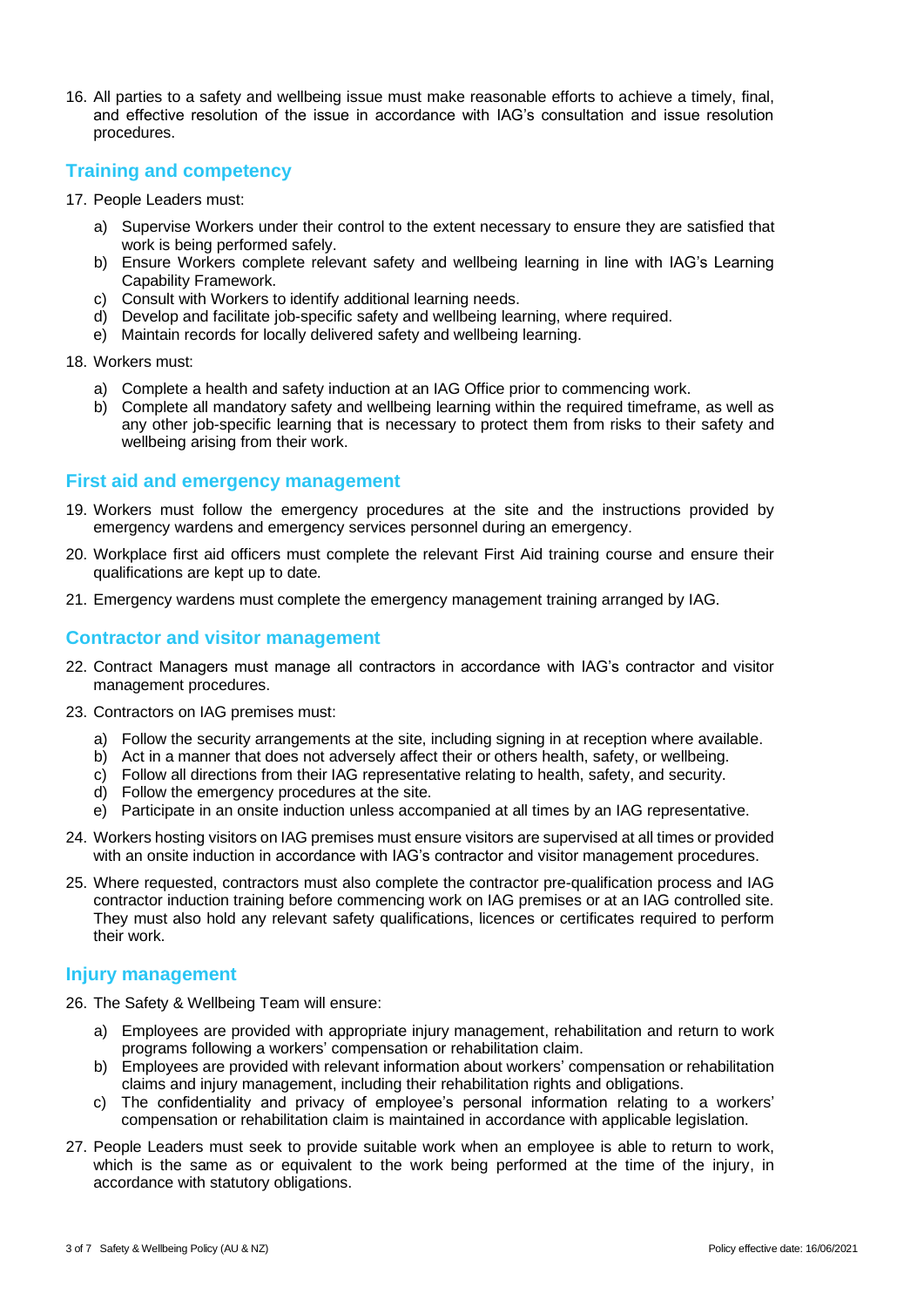16. All parties to a safety and wellbeing issue must make reasonable efforts to achieve a timely, final, and effective resolution of the issue in accordance with IAG's consultation and issue resolution procedures.

## Training and competency

17. People Leaders must:
    a) Supervise Workers under their control to the extent necessary to ensure they are satisfied that work is being performed safely.
    b) Ensure Workers complete relevant safety and wellbeing learning in line with IAG's Learning Capability Framework.
    c) Consult with Workers to identify additional learning needs.
    d) Develop and facilitate job-specific safety and wellbeing learning, where required.
    e) Maintain records for locally delivered safety and wellbeing learning.

18. Workers must:
    a) Complete a health and safety induction at an IAG Office prior to commencing work.
    b) Complete all mandatory safety and wellbeing learning within the required timeframe, as well as any other job-specific learning that is necessary to protect them from risks to their safety and wellbeing arising from their work.

## First aid and emergency management

19. Workers must follow the emergency procedures at the site and the instructions provided by emergency wardens and emergency services personnel during an emergency.

20. Workplace first aid officers must complete the relevant First Aid training course and ensure their qualifications are kept up to date.

21. Emergency wardens must complete the emergency management training arranged by IAG.

## Contractor and visitor management

22. Contract Managers must manage all contractors in accordance with IAG's contractor and visitor management procedures.

23. Contractors on IAG premises must:
    a) Follow the security arrangements at the site, including signing in at reception where available.
    b) Act in a manner that does not adversely affect their or others health, safety, or wellbeing.
    c) Follow all directions from their IAG representative relating to health, safety, and security.
    d) Follow the emergency procedures at the site.
    e) Participate in an onsite induction unless accompanied at all times by an IAG representative.

24. Workers hosting visitors on IAG premises must ensure visitors are supervised at all times or provided with an onsite induction in accordance with IAG's contractor and visitor management procedures.

25. Where requested, contractors must also complete the contractor pre-qualification process and IAG contractor induction training before commencing work on IAG premises or at an IAG controlled site. They must also hold any relevant safety qualifications, licences or certificates required to perform their work.

## Injury management

26. The Safety & Wellbeing Team will ensure:
    a) Employees are provided with appropriate injury management, rehabilitation and return to work programs following a workers' compensation or rehabilitation claim.
    b) Employees are provided with relevant information about workers' compensation or rehabilitation claims and injury management, including their rehabilitation rights and obligations.
    c) The confidentiality and privacy of employee's personal information relating to a workers' compensation or rehabilitation claim is maintained in accordance with applicable legislation.

27. People Leaders must seek to provide suitable work when an employee is able to return to work, which is the same as or equivalent to the work being performed at the time of the injury, in accordance with statutory obligations.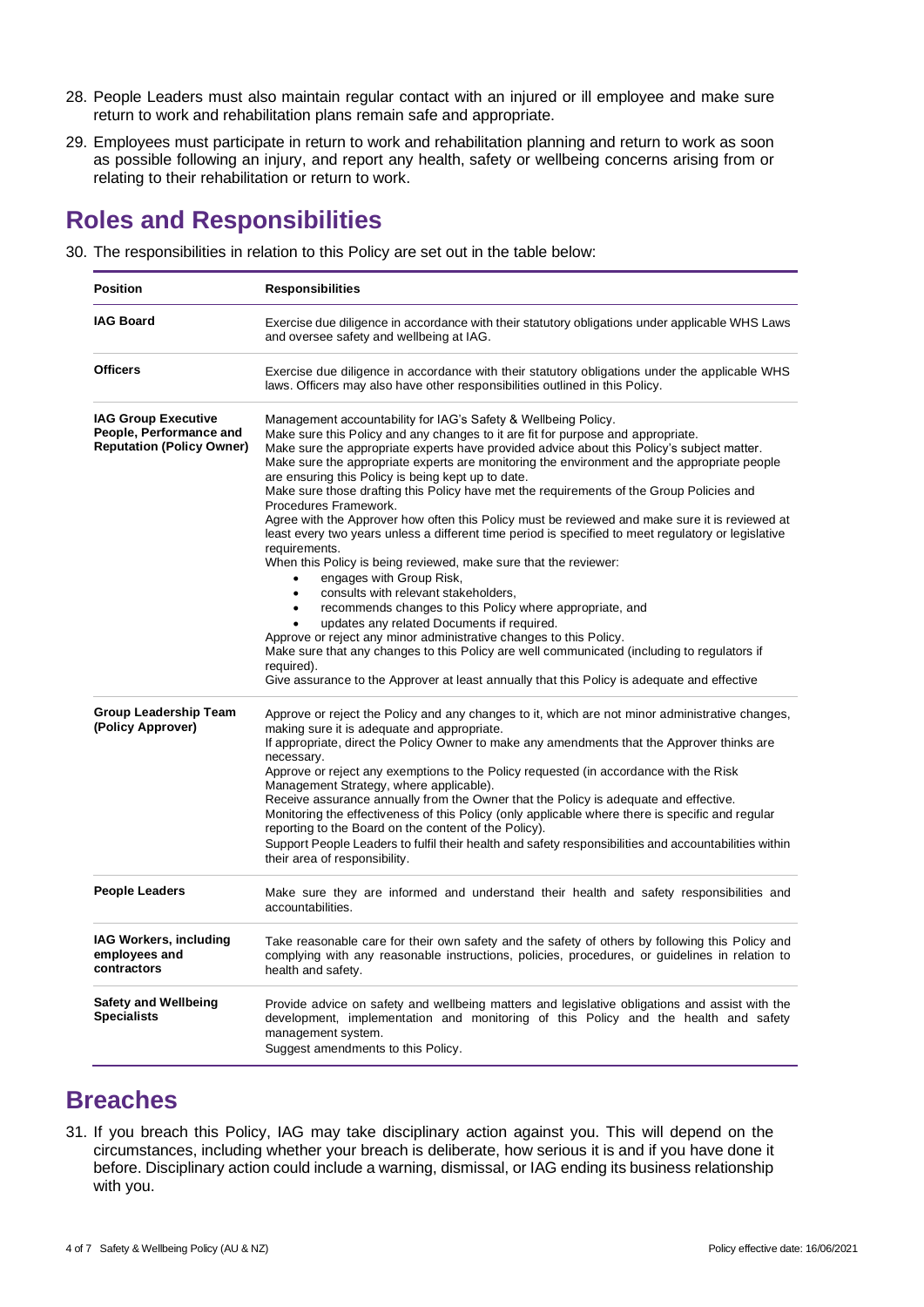28. People Leaders must also maintain regular contact with an injured or ill employee and make sure return to work and rehabilitation plans remain safe and appropriate.

29. Employees must participate in return to work and rehabilitation planning and return to work as soon as possible following an injury, and report any health, safety or wellbeing concerns arising from or relating to their rehabilitation or return to work.

## Roles and Responsibilities

30. The responsibilities in relation to this Policy are set out in the table below:

| Position | Responsibilities |
|---|---|
| **IAG Board** | Exercise due diligence in accordance with their statutory obligations under applicable WHS Laws and oversee safety and wellbeing at IAG. |
| **Officers** | Exercise due diligence in accordance with their statutory obligations under the applicable WHS laws. Officers may also have other responsibilities outlined in this Policy. |
| **IAG Group Executive People, Performance and Reputation (Policy Owner)** | Management accountability for IAG's Safety & Wellbeing Policy.<br>Make sure this Policy and any changes to it are fit for purpose and appropriate.<br>Make sure the appropriate experts have provided advice about this Policy's subject matter.<br>Make sure the appropriate experts are monitoring the environment and the appropriate people are ensuring this Policy is being kept up to date.<br>Make sure those drafting this Policy have met the requirements of the Group Policies and Procedures Framework.<br>Agree with the Approver how often this Policy must be reviewed and make sure it is reviewed at least every two years unless a different time period is specified to meet regulatory or legislative requirements.<br>When this Policy is being reviewed, make sure that the reviewer:<br>• engages with Group Risk,<br>• consults with relevant stakeholders,<br>• recommends changes to this Policy where appropriate, and<br>• updates any related Documents if required.<br>Approve or reject any minor administrative changes to this Policy.<br>Make sure that any changes to this Policy are well communicated (including to regulators if required).<br>Give assurance to the Approver at least annually that this Policy is adequate and effective |
| **Group Leadership Team (Policy Approver)** | Approve or reject the Policy and any changes to it, which are not minor administrative changes, making sure it is adequate and appropriate.<br>If appropriate, direct the Policy Owner to make any amendments that the Approver thinks are necessary.<br>Approve or reject any exemptions to the Policy requested (in accordance with the Risk Management Strategy, where applicable).<br>Receive assurance annually from the Owner that the Policy is adequate and effective.<br>Monitoring the effectiveness of this Policy (only applicable where there is specific and regular reporting to the Board on the content of the Policy).<br>Support People Leaders to fulfil their health and safety responsibilities and accountabilities within their area of responsibility. |
| **People Leaders** | Make sure they are informed and understand their health and safety responsibilities and accountabilities. |
| **IAG Workers, including employees and contractors** | Take reasonable care for their own safety and the safety of others by following this Policy and complying with any reasonable instructions, policies, procedures, or guidelines in relation to health and safety. |
| **Safety and Wellbeing Specialists** | Provide advice on safety and wellbeing matters and legislative obligations and assist with the development, implementation and monitoring of this Policy and the health and safety management system.<br>Suggest amendments to this Policy. |

## Breaches

31. If you breach this Policy, IAG may take disciplinary action against you. This will depend on the circumstances, including whether your breach is deliberate, how serious it is and if you have done it before. Disciplinary action could include a warning, dismissal, or IAG ending its business relationship with you.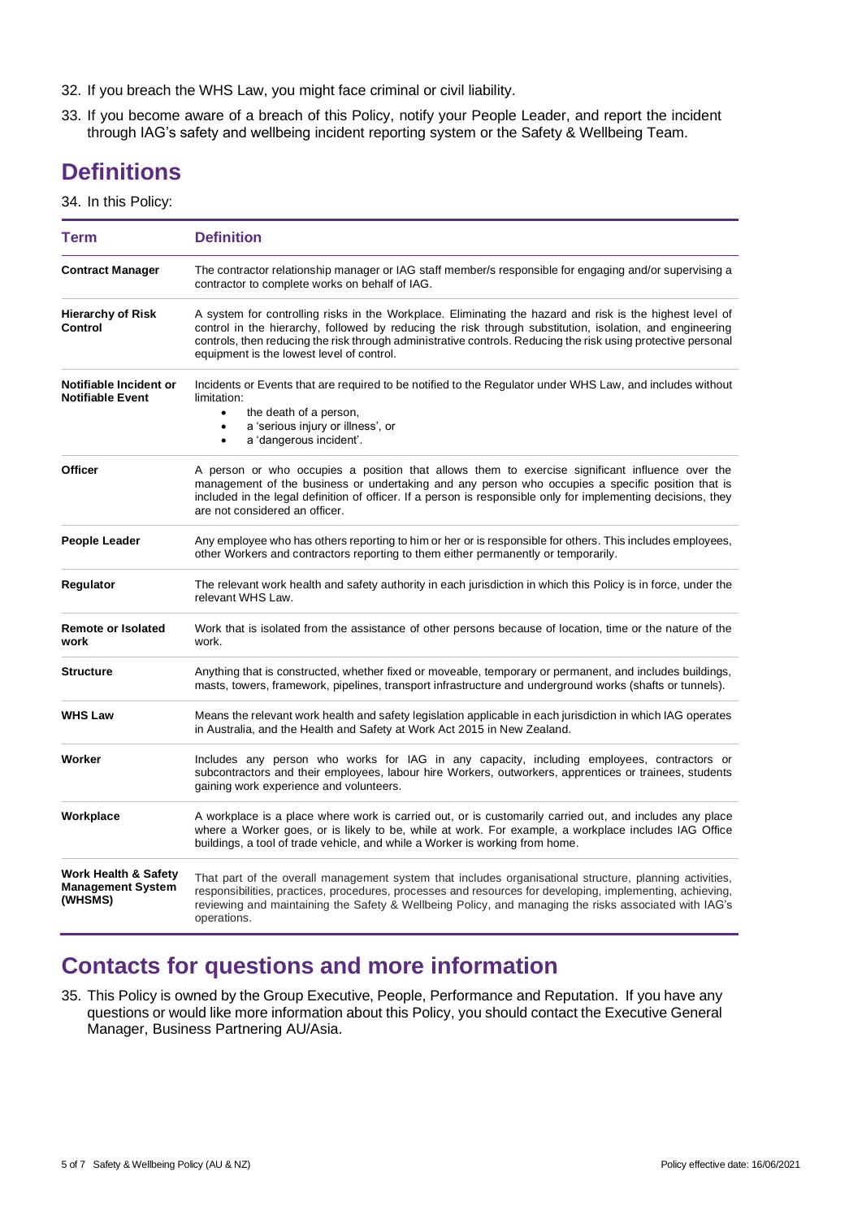32. If you breach the WHS Law, you might face criminal or civil liability.
33. If you become aware of a breach of this Policy, notify your People Leader, and report the incident through IAG's safety and wellbeing incident reporting system or the Safety & Wellbeing Team.

## Definitions

34. In this Policy:

| Term | Definition |
|---|---|
| **Contract Manager** | The contractor relationship manager or IAG staff member/s responsible for engaging and/or supervising a contractor to complete works on behalf of IAG. |
| **Hierarchy of Risk Control** | A system for controlling risks in the Workplace. Eliminating the hazard and risk is the highest level of control in the hierarchy, followed by reducing the risk through substitution, isolation, and engineering controls, then reducing the risk through administrative controls. Reducing the risk using protective personal equipment is the lowest level of control. |
| **Notifiable Incident or Notifiable Event** | Incidents or Events that are required to be notified to the Regulator under WHS Law, and includes without limitation: <br>• the death of a person, <br>• a 'serious injury or illness', or <br>• a 'dangerous incident'. |
| **Officer** | A person or who occupies a position that allows them to exercise significant influence over the management of the business or undertaking and any person who occupies a specific position that is included in the legal definition of officer. If a person is responsible only for implementing decisions, they are not considered an officer. |
| **People Leader** | Any employee who has others reporting to him or her or is responsible for others. This includes employees, other Workers and contractors reporting to them either permanently or temporarily. |
| **Regulator** | The relevant work health and safety authority in each jurisdiction in which this Policy is in force, under the relevant WHS Law. |
| **Remote or Isolated work** | Work that is isolated from the assistance of other persons because of location, time or the nature of the work. |
| **Structure** | Anything that is constructed, whether fixed or moveable, temporary or permanent, and includes buildings, masts, towers, framework, pipelines, transport infrastructure and underground works (shafts or tunnels). |
| **WHS Law** | Means the relevant work health and safety legislation applicable in each jurisdiction in which IAG operates in Australia, and the Health and Safety at Work Act 2015 in New Zealand. |
| **Worker** | Includes any person who works for IAG in any capacity, including employees, contractors or subcontractors and their employees, labour hire Workers, outworkers, apprentices or trainees, students gaining work experience and volunteers. |
| **Workplace** | A workplace is a place where work is carried out, or is customarily carried out, and includes any place where a Worker goes, or is likely to be, while at work. For example, a workplace includes IAG Office buildings, a tool of trade vehicle, and while a Worker is working from home. |
| **Work Health & Safety Management System (WHSMS)** | That part of the overall management system that includes organisational structure, planning activities, responsibilities, practices, procedures, processes and resources for developing, implementing, achieving, reviewing and maintaining the Safety & Wellbeing Policy, and managing the risks associated with IAG's operations. |

## Contacts for questions and more information

35. This Policy is owned by the Group Executive, People, Performance and Reputation. If you have any questions or would like more information about this Policy, you should contact the Executive General Manager, Business Partnering AU/Asia.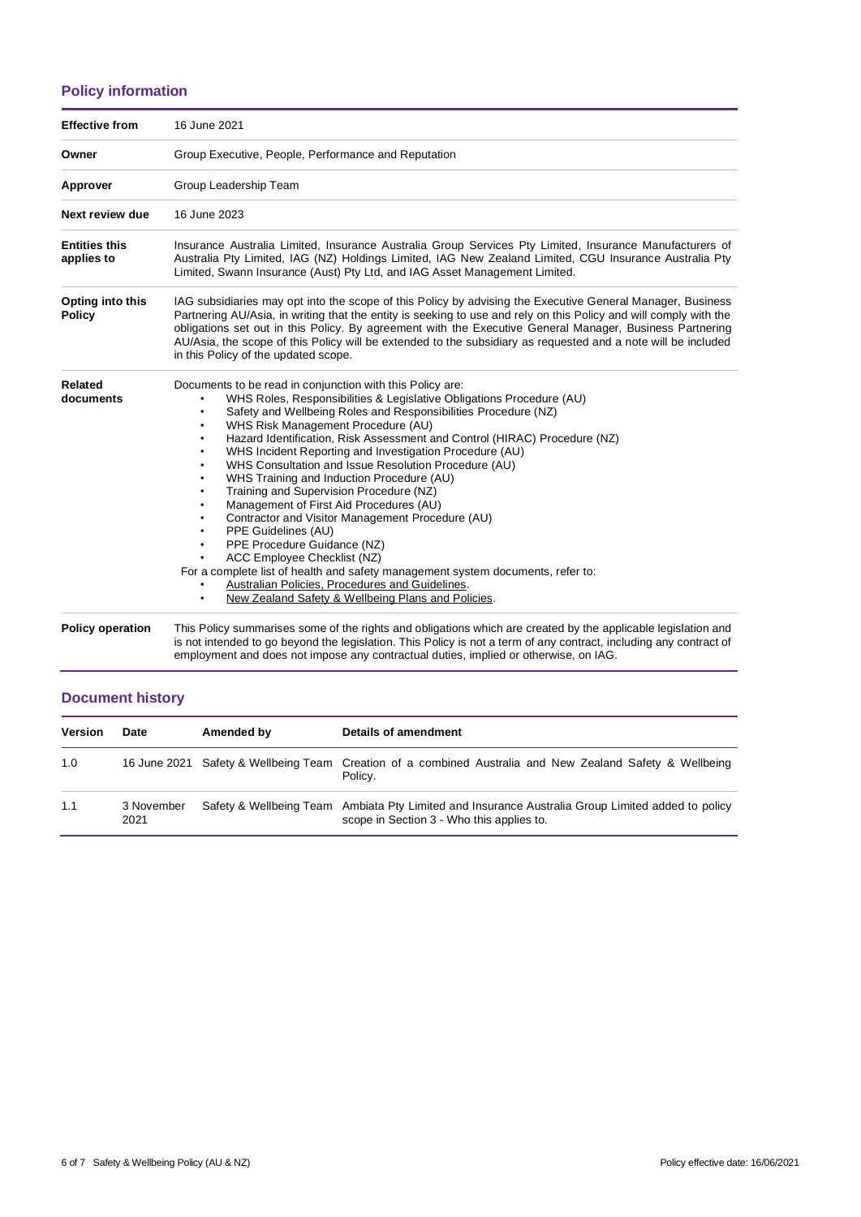## Policy information

| | |
|---|---|
| **Effective from** | 16 June 2021 |
| **Owner** | Group Executive, People, Performance and Reputation |
| **Approver** | Group Leadership Team |
| **Next review due** | 16 June 2023 |
| **Entities this applies to** | Insurance Australia Limited, Insurance Australia Group Services Pty Limited, Insurance Manufacturers of Australia Pty Limited, IAG (NZ) Holdings Limited, IAG New Zealand Limited, CGU Insurance Australia Pty Limited, Swann Insurance (Aust) Pty Ltd, and IAG Asset Management Limited. |
| **Opting into this Policy** | IAG subsidiaries may opt into the scope of this Policy by advising the Executive General Manager, Business Partnering AU/Asia, in writing that the entity is seeking to use and rely on this Policy and will comply with the obligations set out in this Policy. By agreement with the Executive General Manager, Business Partnering AU/Asia, the scope of this Policy will be extended to the subsidiary as requested and a note will be included in this Policy of the updated scope. |
| **Related documents** | Documents to be read in conjunction with this Policy are:<br>• WHS Roles, Responsibilities & Legislative Obligations Procedure (AU)<br>• Safety and Wellbeing Roles and Responsibilities Procedure (NZ)<br>• WHS Risk Management Procedure (AU)<br>• Hazard Identification, Risk Assessment and Control (HIRAC) Procedure (NZ)<br>• WHS Incident Reporting and Investigation Procedure (AU)<br>• WHS Consultation and Issue Resolution Procedure (AU)<br>• WHS Training and Induction Procedure (AU)<br>• Training and Supervision Procedure (NZ)<br>• Management of First Aid Procedures (AU)<br>• Contractor and Visitor Management Procedure (AU)<br>• PPE Guidelines (AU)<br>• PPE Procedure Guidance (NZ)<br>• ACC Employee Checklist (NZ)<br>For a complete list of health and safety management system documents, refer to:<br>• Australian Policies, Procedures and Guidelines.<br>• New Zealand Safety & Wellbeing Plans and Policies. |
| **Policy operation** | This Policy summarises some of the rights and obligations which are created by the applicable legislation and is not intended to go beyond the legislation. This Policy is not a term of any contract, including any contract of employment and does not impose any contractual duties, implied or otherwise, on IAG. |

## Document history

| Version | Date | Amended by | Details of amendment |
|---|---|---|---|
| 1.0 | 16 June 2021 | Safety & Wellbeing Team | Creation of a combined Australia and New Zealand Safety & Wellbeing Policy. |
| 1.1 | 3 November 2021 | Safety & Wellbeing Team | Ambiata Pty Limited and Insurance Australia Group Limited added to policy scope in Section 3 - Who this applies to. |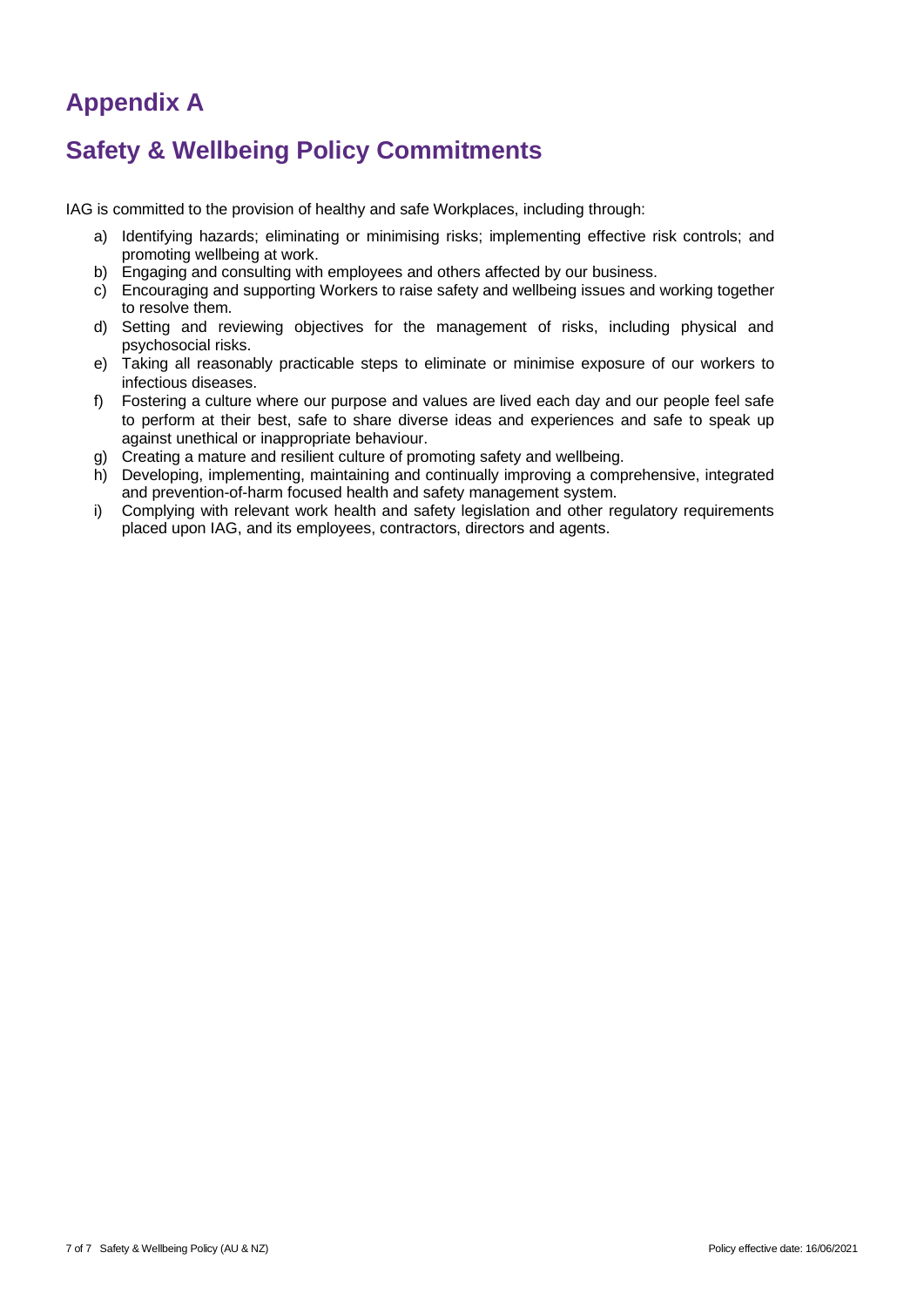# Appendix A

## Safety & Wellbeing Policy Commitments

IAG is committed to the provision of healthy and safe Workplaces, including through:

a) Identifying hazards; eliminating or minimising risks; implementing effective risk controls; and promoting wellbeing at work.
b) Engaging and consulting with employees and others affected by our business.
c) Encouraging and supporting Workers to raise safety and wellbeing issues and working together to resolve them.
d) Setting and reviewing objectives for the management of risks, including physical and psychosocial risks.
e) Taking all reasonably practicable steps to eliminate or minimise exposure of our workers to infectious diseases.
f) Fostering a culture where our purpose and values are lived each day and our people feel safe to perform at their best, safe to share diverse ideas and experiences and safe to speak up against unethical or inappropriate behaviour.
g) Creating a mature and resilient culture of promoting safety and wellbeing.
h) Developing, implementing, maintaining and continually improving a comprehensive, integrated and prevention-of-harm focused health and safety management system.
i) Complying with relevant work health and safety legislation and other regulatory requirements placed upon IAG, and its employees, contractors, directors and agents.